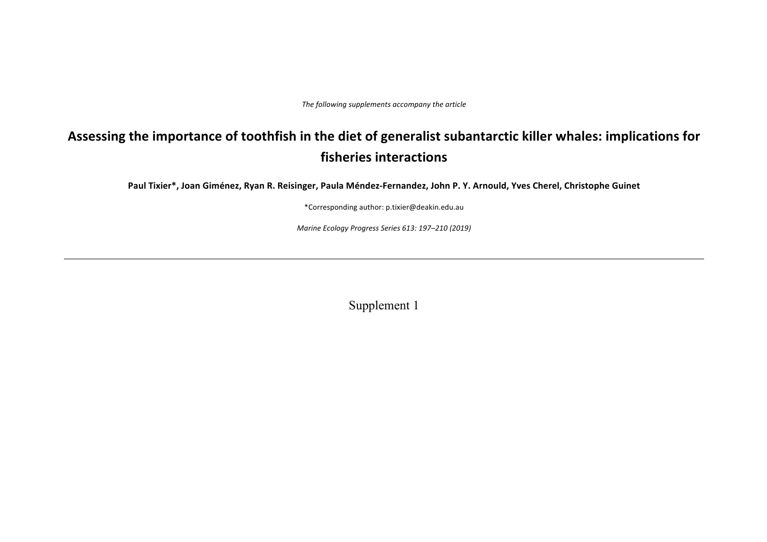*The following supplements accompany the article*

# Assessing the importance of toothfish in the diet of generalist subantarctic killer whales: implications for fisheries interactions

**Paul Tixier\*, Joan Giménez, Ryan R. Reisinger, Paula Méndez-Fernandez, John P. Y. Arnould, Yves Cherel, Christophe Guinet**

\*Corresponding author: p.tixier@deakin.edu.au

*Marine Ecology Progress Series 613: 197–210 (2019)*

---

## Supplement 1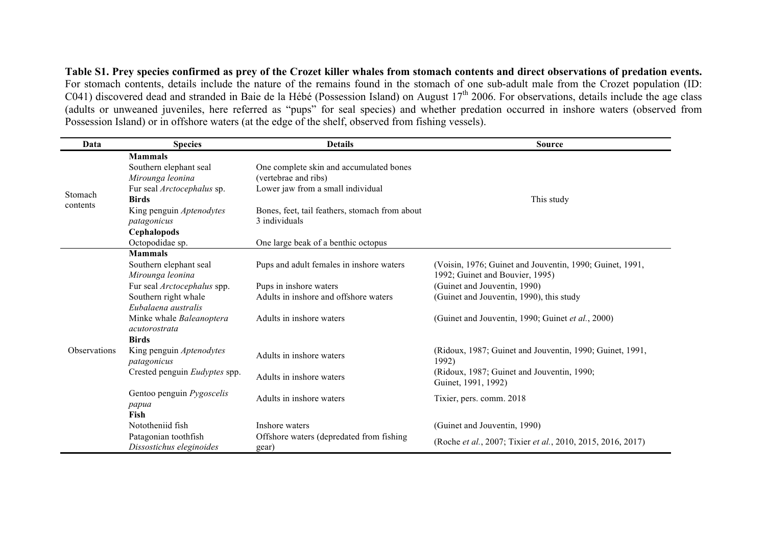**Table S1. Prey species confirmed as prey of the Crozet killer whales from stomach contents and direct observations of predation events.** For stomach contents, details include the nature of the remains found in the stomach of one sub-adult male from the Crozet population (ID: C041) discovered dead and stranded in Baie de la Hébé (Possession Island) on August 17th 2006. For observations, details include the age class (adults or unweaned juveniles, here referred as "pups" for seal species) and whether predation occurred in inshore waters (observed from Possession Island) or in offshore waters (at the edge of the shelf, observed from fishing vessels).

| Data | Species | Details | Source |
|---|---|---|---|
| Stomach contents | **Mammals** | | This study |
| | Southern elephant seal *Mirounga leonina* | One complete skin and accumulated bones (vertebrae and ribs) | |
| | Fur seal *Arctocephalus* sp. | Lower jaw from a small individual | |
| | **Birds** | | |
| | King penguin *Aptenodytes patagonicus* | Bones, feet, tail feathers, stomach from about 3 individuals | |
| | **Cephalopods** | | |
| | Octopodidae sp. | One large beak of a benthic octopus | |
| Observations | **Mammals** | | |
| | Southern elephant seal *Mirounga leonina* | Pups and adult females in inshore waters | (Voisin, 1976; Guinet and Jouventin, 1990; Guinet, 1991, 1992; Guinet and Bouvier, 1995) |
| | Fur seal *Arctocephalus* spp. | Pups in inshore waters | (Guinet and Jouventin, 1990) |
| | Southern right whale *Eubalaena australis* | Adults in inshore and offshore waters | (Guinet and Jouventin, 1990), this study |
| | Minke whale *Baleanoptera acutorostrata* | Adults in inshore waters | (Guinet and Jouventin, 1990; Guinet *et al.*, 2000) |
| | **Birds** | | |
| | King penguin *Aptenodytes patagonicus* | Adults in inshore waters | (Ridoux, 1987; Guinet and Jouventin, 1990; Guinet, 1991, 1992) |
| | Crested penguin *Eudyptes* spp. | Adults in inshore waters | (Ridoux, 1987; Guinet and Jouventin, 1990; Guinet, 1991, 1992) |
| | Gentoo penguin *Pygoscelis papua* | Adults in inshore waters | Tixier, pers. comm. 2018 |
| | **Fish** | | |
| | Nototheniid fish | Inshore waters | (Guinet and Jouventin, 1990) |
| | Patagonian toothfish *Dissostichus eleginoides* | Offshore waters (depredated from fishing gear) | (Roche *et al.*, 2007; Tixier *et al.*, 2010, 2015, 2016, 2017) |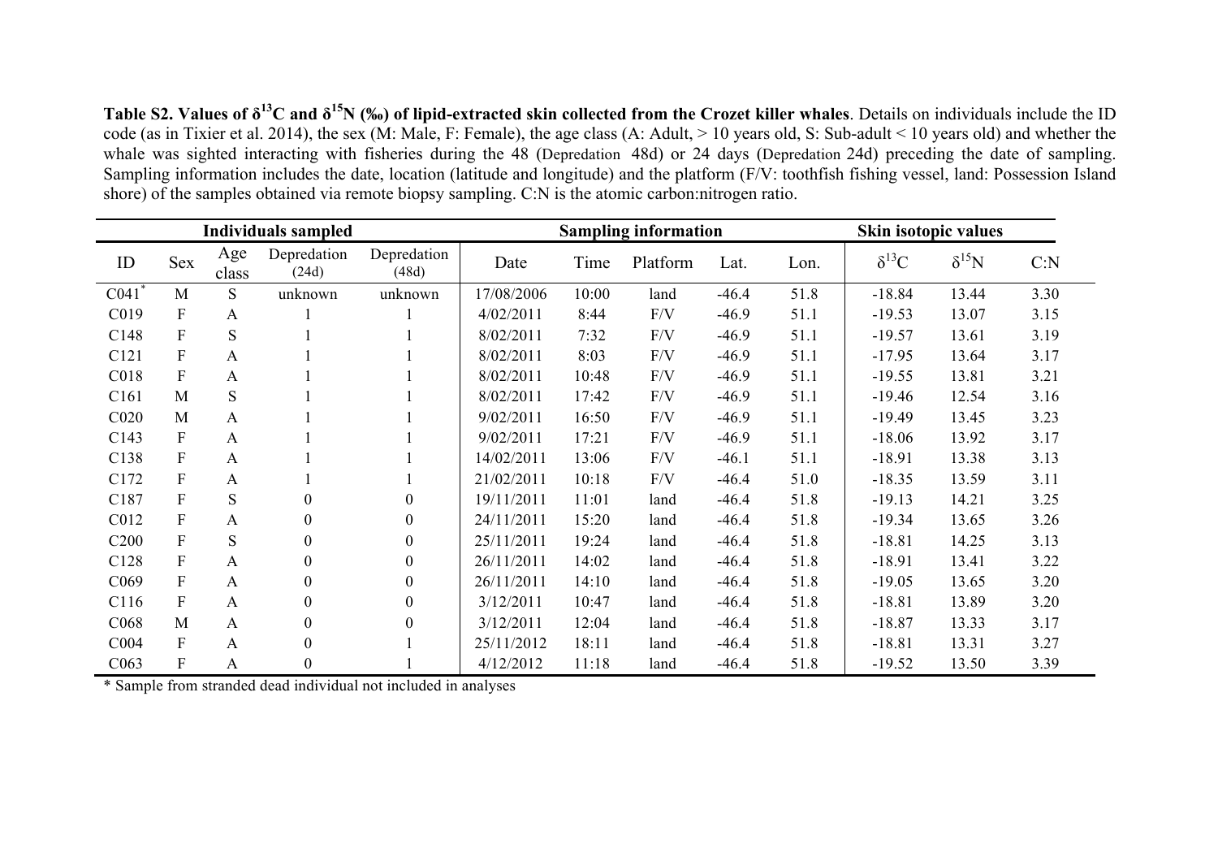**Table S2. Values of $\delta^{13}C$ and $\delta^{15}N$ (‰) of lipid-extracted skin collected from the Crozet killer whales**. Details on individuals include the ID code (as in Tixier et al. 2014), the sex (M: Male, F: Female), the age class (A: Adult, > 10 years old, S: Sub-adult < 10 years old) and whether the whale was sighted interacting with fisheries during the 48 (Depredation 48d) or 24 days (Depredation 24d) preceding the date of sampling. Sampling information includes the date, location (latitude and longitude) and the platform (F/V: toothfish fishing vessel, land: Possession Island shore) of the samples obtained via remote biopsy sampling. C:N is the atomic carbon:nitrogen ratio.

| Individuals sampled | | | | | Sampling information | | | | | Skin isotopic values | | |
|---|---|---|---|---|---|---|---|---|---|---|---|---|
| ID | Sex | Age class | Depredation (24d) | Depredation (48d) | Date | Time | Platform | Lat. | Lon. | $\delta^{13}C$ | $\delta^{15}N$ | C:N |
| C041* | M | S | unknown | unknown | 17/08/2006 | 10:00 | land | -46.4 | 51.8 | -18.84 | 13.44 | 3.30 |
| C019 | F | A | 1 | 1 | 4/02/2011 | 8:44 | F/V | -46.9 | 51.1 | -19.53 | 13.07 | 3.15 |
| C148 | F | S | 1 | 1 | 8/02/2011 | 7:32 | F/V | -46.9 | 51.1 | -19.57 | 13.61 | 3.19 |
| C121 | F | A | 1 | 1 | 8/02/2011 | 8:03 | F/V | -46.9 | 51.1 | -17.95 | 13.64 | 3.17 |
| C018 | F | A | 1 | 1 | 8/02/2011 | 10:48 | F/V | -46.9 | 51.1 | -19.55 | 13.81 | 3.21 |
| C161 | M | S | 1 | 1 | 8/02/2011 | 17:42 | F/V | -46.9 | 51.1 | -19.46 | 12.54 | 3.16 |
| C020 | M | A | 1 | 1 | 9/02/2011 | 16:50 | F/V | -46.9 | 51.1 | -19.49 | 13.45 | 3.23 |
| C143 | F | A | 1 | 1 | 9/02/2011 | 17:21 | F/V | -46.9 | 51.1 | -18.06 | 13.92 | 3.17 |
| C138 | F | A | 1 | 1 | 14/02/2011 | 13:06 | F/V | -46.1 | 51.1 | -18.91 | 13.38 | 3.13 |
| C172 | F | A | 1 | 1 | 21/02/2011 | 10:18 | F/V | -46.4 | 51.0 | -18.35 | 13.59 | 3.11 |
| C187 | F | S | 0 | 0 | 19/11/2011 | 11:01 | land | -46.4 | 51.8 | -19.13 | 14.21 | 3.25 |
| C012 | F | A | 0 | 0 | 24/11/2011 | 15:20 | land | -46.4 | 51.8 | -19.34 | 13.65 | 3.26 |
| C200 | F | S | 0 | 0 | 25/11/2011 | 19:24 | land | -46.4 | 51.8 | -18.81 | 14.25 | 3.13 |
| C128 | F | A | 0 | 0 | 26/11/2011 | 14:02 | land | -46.4 | 51.8 | -18.91 | 13.41 | 3.22 |
| C069 | F | A | 0 | 0 | 26/11/2011 | 14:10 | land | -46.4 | 51.8 | -19.05 | 13.65 | 3.20 |
| C116 | F | A | 0 | 0 | 3/12/2011 | 10:47 | land | -46.4 | 51.8 | -18.81 | 13.89 | 3.20 |
| C068 | M | A | 0 | 0 | 3/12/2011 | 12:04 | land | -46.4 | 51.8 | -18.87 | 13.33 | 3.17 |
| C004 | F | A | 0 | 1 | 25/11/2012 | 18:11 | land | -46.4 | 51.8 | -18.81 | 13.31 | 3.27 |
| C063 | F | A | 0 | 1 | 4/12/2012 | 11:18 | land | -46.4 | 51.8 | -19.52 | 13.50 | 3.39 |

* Sample from stranded dead individual not included in analyses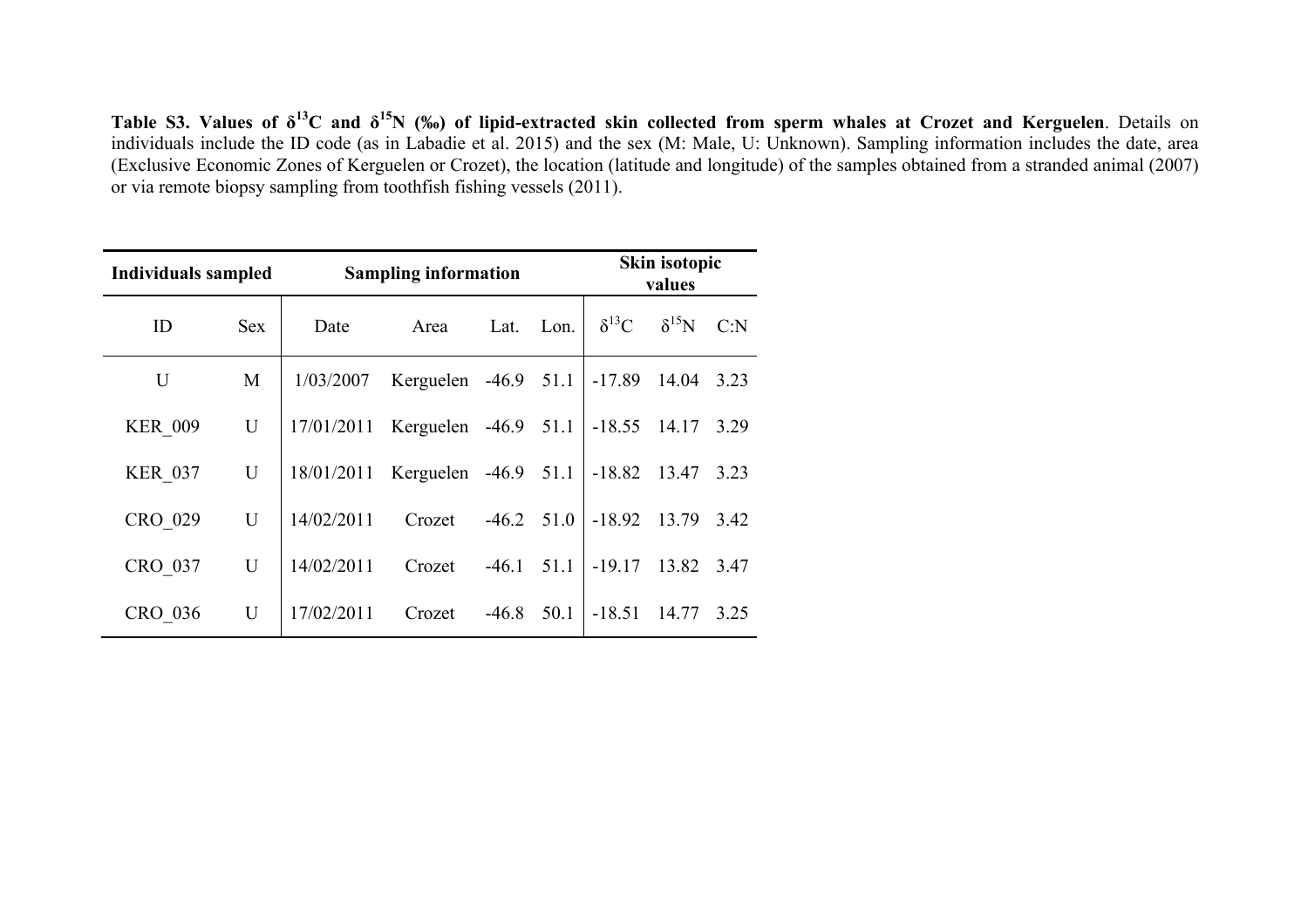**Table S3. Values of $\delta^{13}C$ and $\delta^{15}N$ (‰) of lipid-extracted skin collected from sperm whales at Crozet and Kerguelen**. Details on individuals include the ID code (as in Labadie et al. 2015) and the sex (M: Male, U: Unknown). Sampling information includes the date, area (Exclusive Economic Zones of Kerguelen or Crozet), the location (latitude and longitude) of the samples obtained from a stranded animal (2007) or via remote biopsy sampling from toothfish fishing vessels (2011).

| **Individuals sampled** | | **Sampling information** | | | | **Skin isotopic values** | | |
|---|---|---|---|---|---|---|---|---|
| ID | Sex | Date | Area | Lat. | Lon. | $\delta^{13}C$ | $\delta^{15}N$ | C:N |
| U | M | 1/03/2007 | Kerguelen | -46.9 | 51.1 | -17.89 | 14.04 | 3.23 |
| KER_009 | U | 17/01/2011 | Kerguelen | -46.9 | 51.1 | -18.55 | 14.17 | 3.29 |
| KER_037 | U | 18/01/2011 | Kerguelen | -46.9 | 51.1 | -18.82 | 13.47 | 3.23 |
| CRO_029 | U | 14/02/2011 | Crozet | -46.2 | 51.0 | -18.92 | 13.79 | 3.42 |
| CRO_037 | U | 14/02/2011 | Crozet | -46.1 | 51.1 | -19.17 | 13.82 | 3.47 |
| CRO_036 | U | 17/02/2011 | Crozet | -46.8 | 50.1 | -18.51 | 14.77 | 3.25 |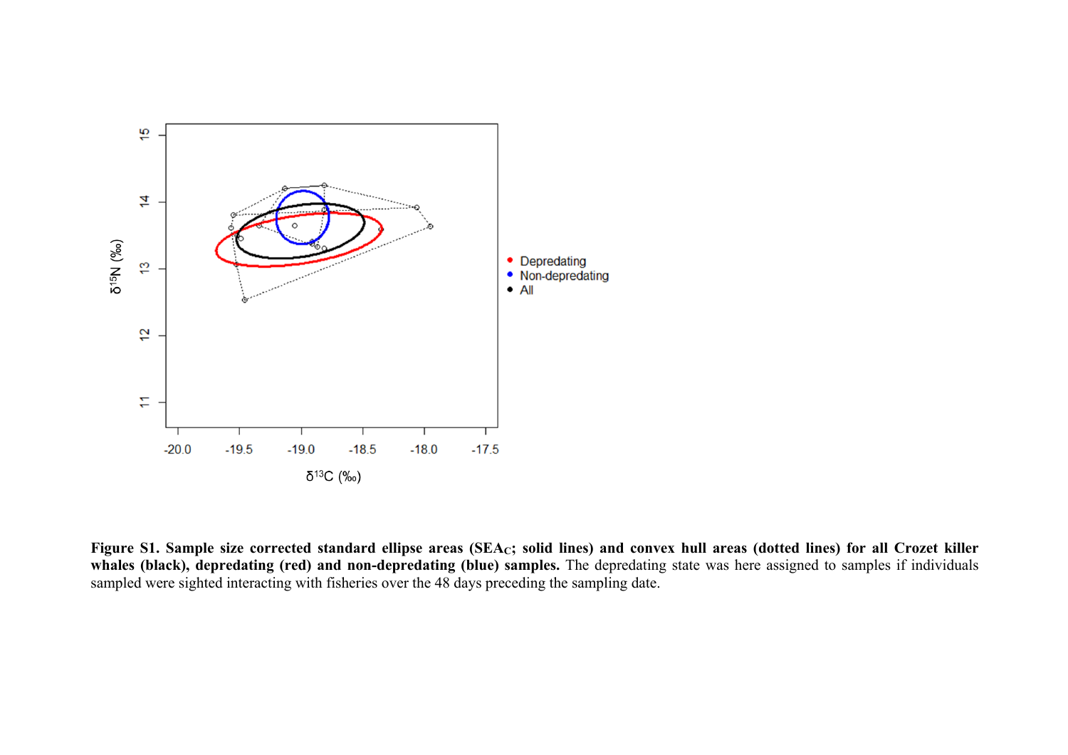**Figure S1. Sample size corrected standard ellipse areas ($SEA_C$; solid lines) and convex hull areas (dotted lines) for all Crozet killer whales (black), depredating (red) and non-depredating (blue) samples.** The depredating state was here assigned to samples if individuals sampled were sighted interacting with fisheries over the 48 days preceding the sampling date.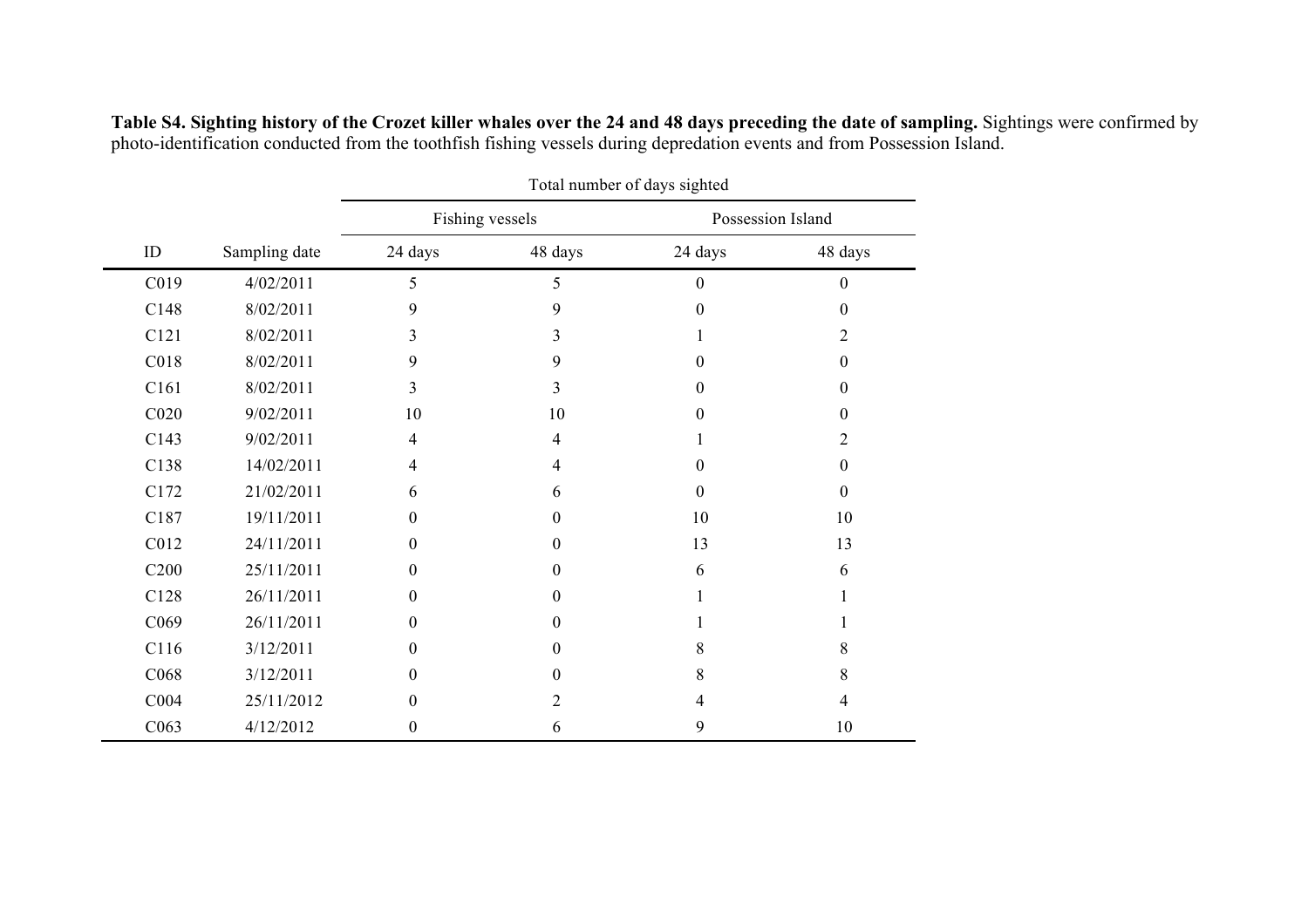**Table S4. Sighting history of the Crozet killer whales over the 24 and 48 days preceding the date of sampling.** Sightings were confirmed by photo-identification conducted from the toothfish fishing vessels during depredation events and from Possession Island.

| | | Total number of days sighted | | | |
|---|---|---|---|---|---|
| | | Fishing vessels | | Possession Island | |
| ID | Sampling date | 24 days | 48 days | 24 days | 48 days |
| C019 | 4/02/2011 | 5 | 5 | 0 | 0 |
| C148 | 8/02/2011 | 9 | 9 | 0 | 0 |
| C121 | 8/02/2011 | 3 | 3 | 1 | 2 |
| C018 | 8/02/2011 | 9 | 9 | 0 | 0 |
| C161 | 8/02/2011 | 3 | 3 | 0 | 0 |
| C020 | 9/02/2011 | 10 | 10 | 0 | 0 |
| C143 | 9/02/2011 | 4 | 4 | 1 | 2 |
| C138 | 14/02/2011 | 4 | 4 | 0 | 0 |
| C172 | 21/02/2011 | 6 | 6 | 0 | 0 |
| C187 | 19/11/2011 | 0 | 0 | 10 | 10 |
| C012 | 24/11/2011 | 0 | 0 | 13 | 13 |
| C200 | 25/11/2011 | 0 | 0 | 6 | 6 |
| C128 | 26/11/2011 | 0 | 0 | 1 | 1 |
| C069 | 26/11/2011 | 0 | 0 | 1 | 1 |
| C116 | 3/12/2011 | 0 | 0 | 8 | 8 |
| C068 | 3/12/2011 | 0 | 0 | 8 | 8 |
| C004 | 25/11/2012 | 0 | 2 | 4 | 4 |
| C063 | 4/12/2012 | 0 | 6 | 9 | 10 |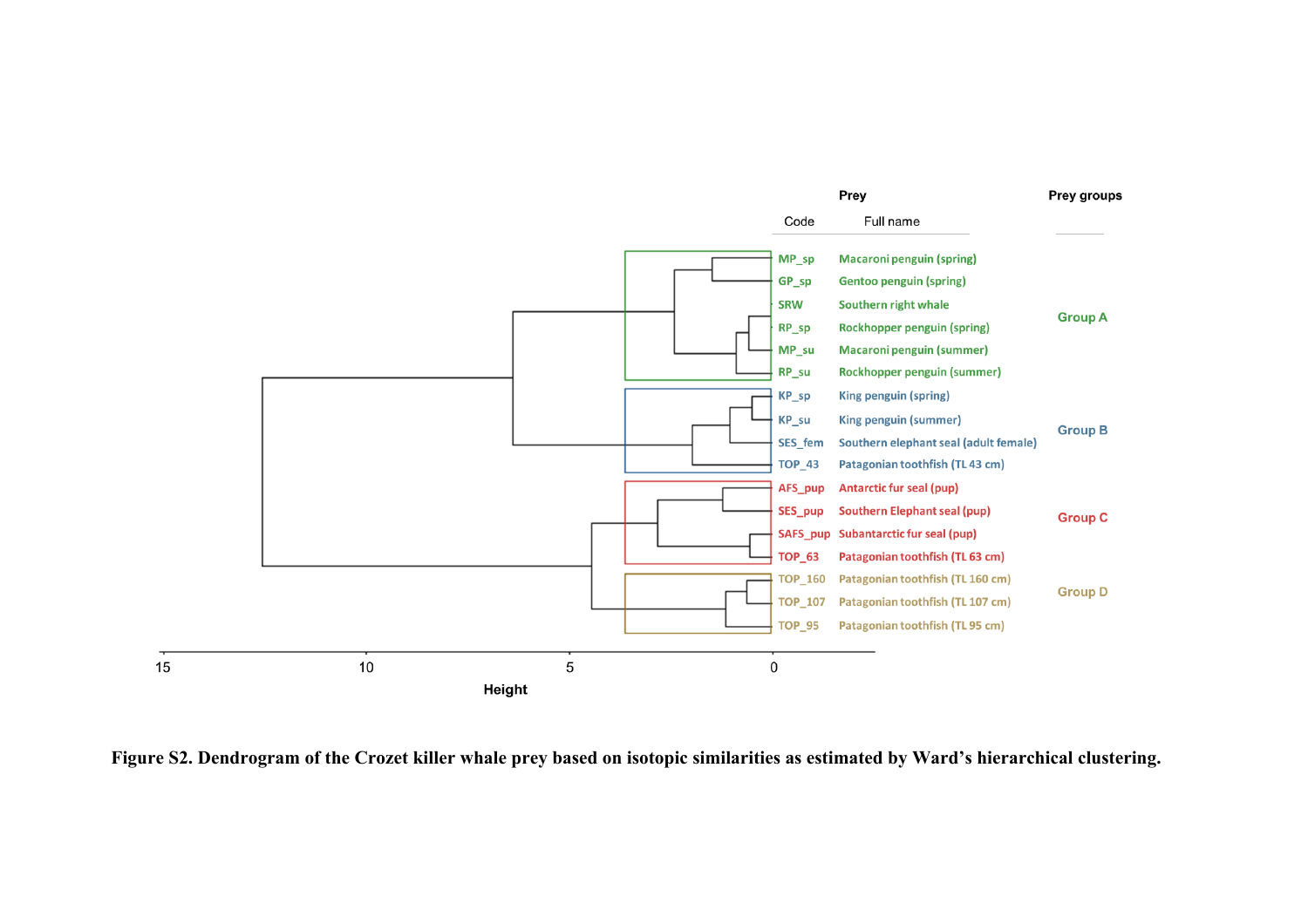**Figure S2. Dendrogram of the Crozet killer whale prey based on isotopic similarities as estimated by Ward's hierarchical clustering.**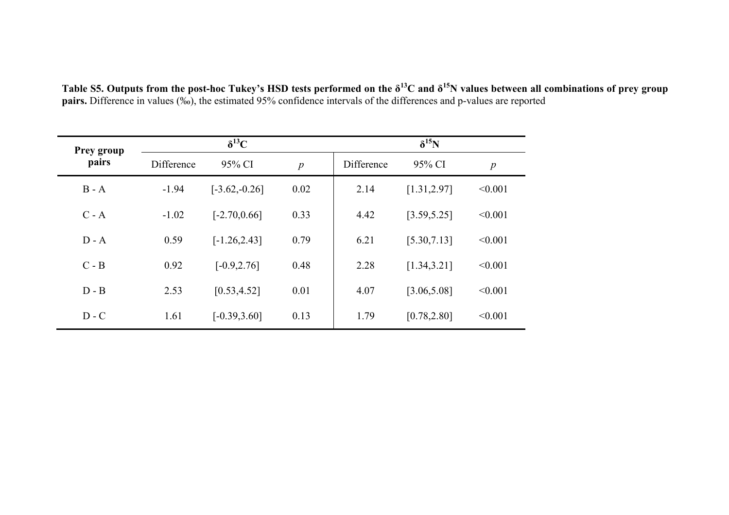**Table S5. Outputs from the post-hoc Tukey's HSD tests performed on the $\delta^{13}C$ and $\delta^{15}N$ values between all combinations of prey group pairs.** Difference in values (‰), the estimated 95% confidence intervals of the differences and p-values are reported

| Prey group pairs | $\delta^{13}C$ | | | $\delta^{15}N$ | | |
|---|---|---|---|---|---|---|
| | Difference | 95% CI | *p* | Difference | 95% CI | *p* |
| B - A | -1.94 | [-3.62,-0.26] | 0.02 | 2.14 | [1.31,2.97] | <0.001 |
| C - A | -1.02 | [-2.70,0.66] | 0.33 | 4.42 | [3.59,5.25] | <0.001 |
| D - A | 0.59 | [-1.26,2.43] | 0.79 | 6.21 | [5.30,7.13] | <0.001 |
| C - B | 0.92 | [-0.9,2.76] | 0.48 | 2.28 | [1.34,3.21] | <0.001 |
| D - B | 2.53 | [0.53,4.52] | 0.01 | 4.07 | [3.06,5.08] | <0.001 |
| D - C | 1.61 | [-0.39,3.60] | 0.13 | 1.79 | [0.78,2.80] | <0.001 |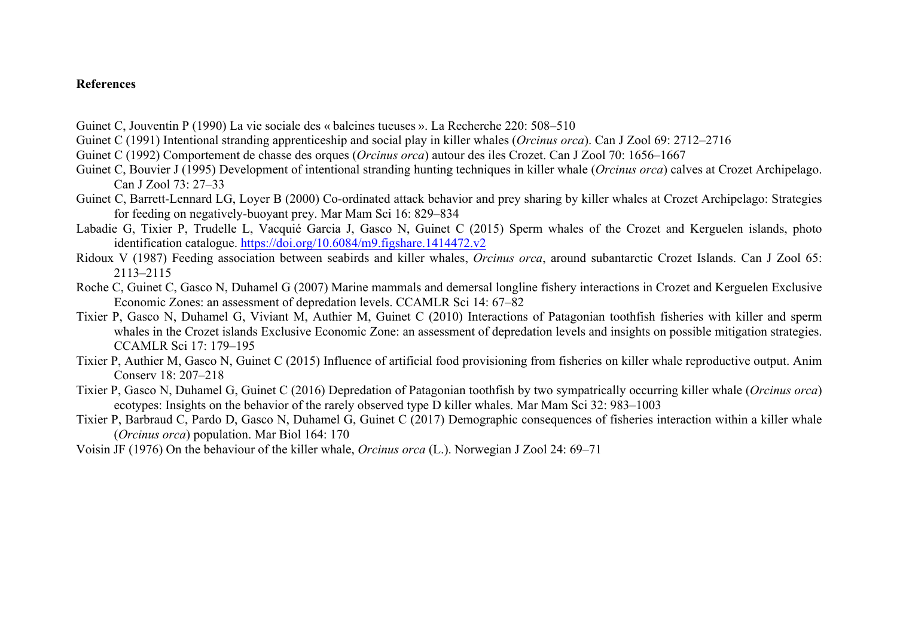**References**

Guinet C, Jouventin P (1990) La vie sociale des « baleines tueuses ». La Recherche 220: 508–510

Guinet C (1991) Intentional stranding apprenticeship and social play in killer whales (*Orcinus orca*). Can J Zool 69: 2712–2716

Guinet C (1992) Comportement de chasse des orques (*Orcinus orca*) autour des iles Crozet. Can J Zool 70: 1656–1667

Guinet C, Bouvier J (1995) Development of intentional stranding hunting techniques in killer whale (*Orcinus orca*) calves at Crozet Archipelago. Can J Zool 73: 27–33

Guinet C, Barrett-Lennard LG, Loyer B (2000) Co-ordinated attack behavior and prey sharing by killer whales at Crozet Archipelago: Strategies for feeding on negatively-buoyant prey. Mar Mam Sci 16: 829–834

Labadie G, Tixier P, Trudelle L, Vacquié Garcia J, Gasco N, Guinet C (2015) Sperm whales of the Crozet and Kerguelen islands, photo identification catalogue. https://doi.org/10.6084/m9.figshare.1414472.v2

Ridoux V (1987) Feeding association between seabirds and killer whales, *Orcinus orca*, around subantarctic Crozet Islands. Can J Zool 65: 2113–2115

Roche C, Guinet C, Gasco N, Duhamel G (2007) Marine mammals and demersal longline fishery interactions in Crozet and Kerguelen Exclusive Economic Zones: an assessment of depredation levels. CCAMLR Sci 14: 67–82

Tixier P, Gasco N, Duhamel G, Viviant M, Authier M, Guinet C (2010) Interactions of Patagonian toothfish fisheries with killer and sperm whales in the Crozet islands Exclusive Economic Zone: an assessment of depredation levels and insights on possible mitigation strategies. CCAMLR Sci 17: 179–195

Tixier P, Authier M, Gasco N, Guinet C (2015) Influence of artificial food provisioning from fisheries on killer whale reproductive output. Anim Conserv 18: 207–218

Tixier P, Gasco N, Duhamel G, Guinet C (2016) Depredation of Patagonian toothfish by two sympatrically occurring killer whale (*Orcinus orca*) ecotypes: Insights on the behavior of the rarely observed type D killer whales. Mar Mam Sci 32: 983–1003

Tixier P, Barbraud C, Pardo D, Gasco N, Duhamel G, Guinet C (2017) Demographic consequences of fisheries interaction within a killer whale (*Orcinus orca*) population. Mar Biol 164: 170

Voisin JF (1976) On the behaviour of the killer whale, *Orcinus orca* (L.). Norwegian J Zool 24: 69–71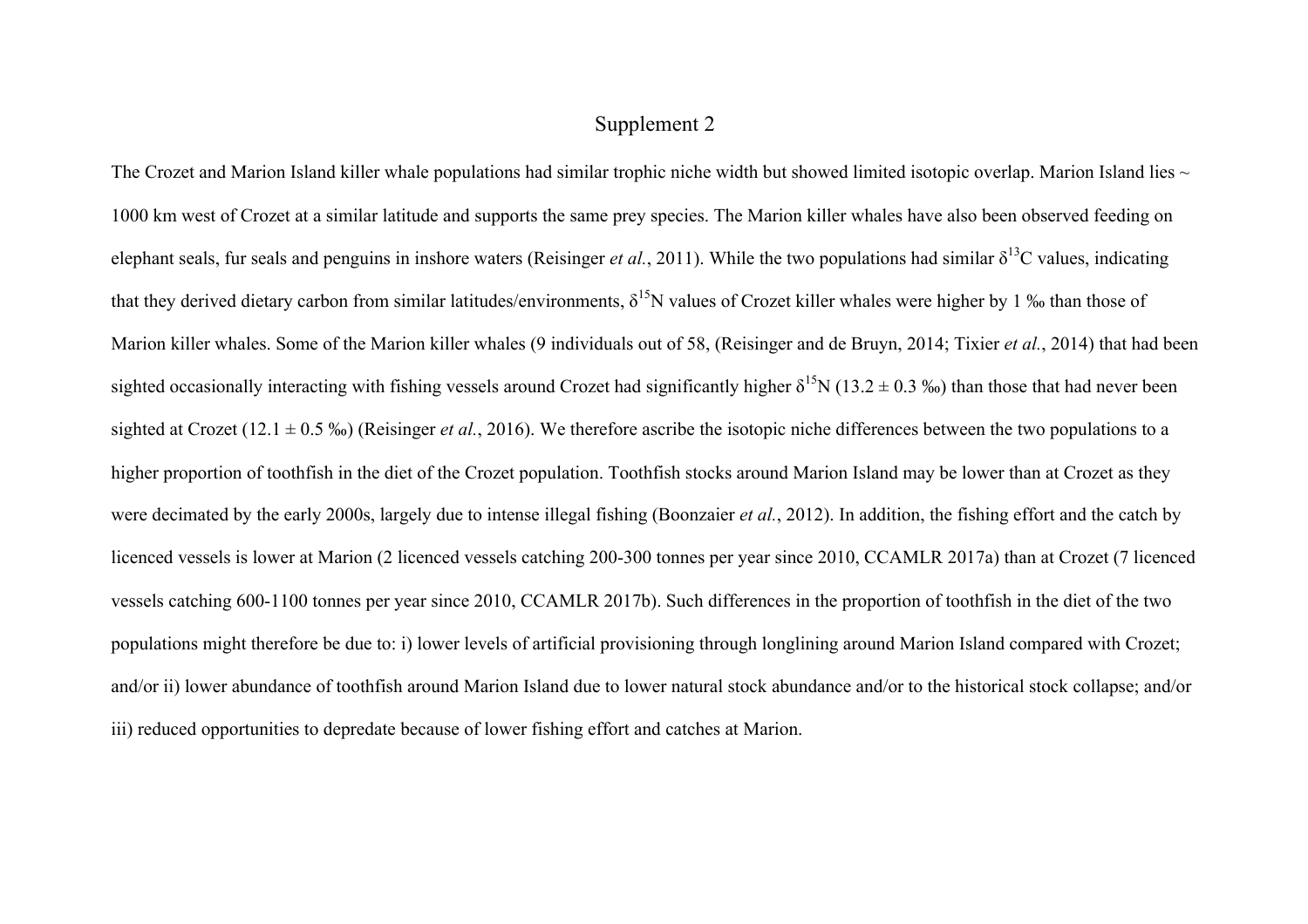# Supplement 2

The Crozet and Marion Island killer whale populations had similar trophic niche width but showed limited isotopic overlap. Marion Island lies ~ 1000 km west of Crozet at a similar latitude and supports the same prey species. The Marion killer whales have also been observed feeding on elephant seals, fur seals and penguins in inshore waters (Reisinger *et al.*, 2011). While the two populations had similar $\delta^{13}C$ values, indicating that they derived dietary carbon from similar latitudes/environments, $\delta^{15}N$ values of Crozet killer whales were higher by 1 ‰ than those of Marion killer whales. Some of the Marion killer whales (9 individuals out of 58, (Reisinger and de Bruyn, 2014; Tixier *et al.*, 2014) that had been sighted occasionally interacting with fishing vessels around Crozet had significantly higher $\delta^{15}N$ (13.2 ± 0.3 ‰) than those that had never been sighted at Crozet (12.1 ± 0.5 ‰) (Reisinger *et al.*, 2016). We therefore ascribe the isotopic niche differences between the two populations to a higher proportion of toothfish in the diet of the Crozet population. Toothfish stocks around Marion Island may be lower than at Crozet as they were decimated by the early 2000s, largely due to intense illegal fishing (Boonzaier *et al.*, 2012). In addition, the fishing effort and the catch by licenced vessels is lower at Marion (2 licenced vessels catching 200-300 tonnes per year since 2010, CCAMLR 2017a) than at Crozet (7 licenced vessels catching 600-1100 tonnes per year since 2010, CCAMLR 2017b). Such differences in the proportion of toothfish in the diet of the two populations might therefore be due to: i) lower levels of artificial provisioning through longlining around Marion Island compared with Crozet; and/or ii) lower abundance of toothfish around Marion Island due to lower natural stock abundance and/or to the historical stock collapse; and/or iii) reduced opportunities to depredate because of lower fishing effort and catches at Marion.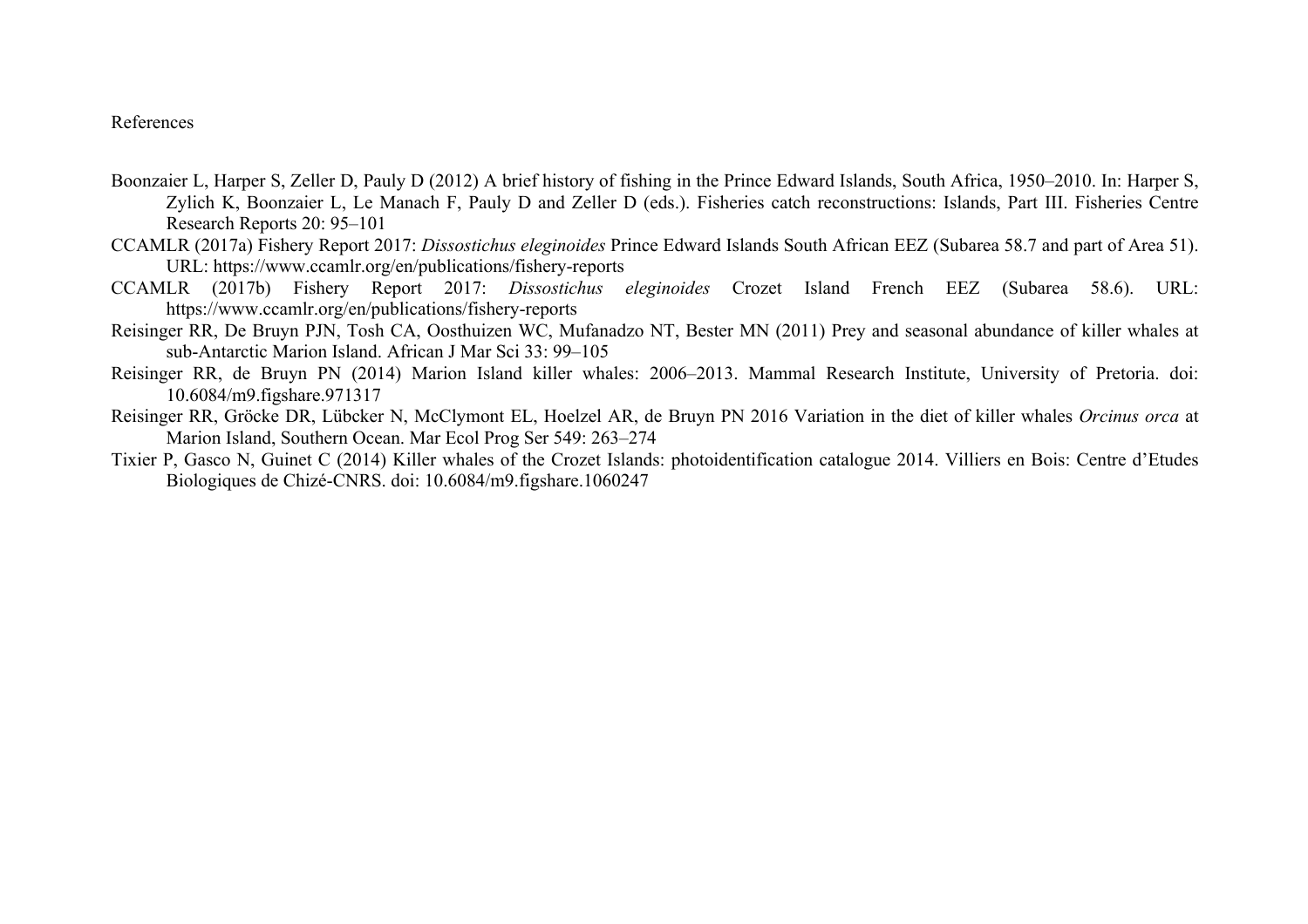# References

Boonzaier L, Harper S, Zeller D, Pauly D (2012) A brief history of fishing in the Prince Edward Islands, South Africa, 1950–2010. In: Harper S, Zylich K, Boonzaier L, Le Manach F, Pauly D and Zeller D (eds.). Fisheries catch reconstructions: Islands, Part III. Fisheries Centre Research Reports 20: 95–101

CCAMLR (2017a) Fishery Report 2017: *Dissostichus eleginoides* Prince Edward Islands South African EEZ (Subarea 58.7 and part of Area 51). URL: https://www.ccamlr.org/en/publications/fishery-reports

CCAMLR (2017b) Fishery Report 2017: *Dissostichus eleginoides* Crozet Island French EEZ (Subarea 58.6). URL: https://www.ccamlr.org/en/publications/fishery-reports

Reisinger RR, De Bruyn PJN, Tosh CA, Oosthuizen WC, Mufanadzo NT, Bester MN (2011) Prey and seasonal abundance of killer whales at sub-Antarctic Marion Island. African J Mar Sci 33: 99–105

Reisinger RR, de Bruyn PN (2014) Marion Island killer whales: 2006–2013. Mammal Research Institute, University of Pretoria. doi: 10.6084/m9.figshare.971317

Reisinger RR, Gröcke DR, Lübcker N, McClymont EL, Hoelzel AR, de Bruyn PN 2016 Variation in the diet of killer whales *Orcinus orca* at Marion Island, Southern Ocean. Mar Ecol Prog Ser 549: 263–274

Tixier P, Gasco N, Guinet C (2014) Killer whales of the Crozet Islands: photoidentification catalogue 2014. Villiers en Bois: Centre d'Etudes Biologiques de Chizé-CNRS. doi: 10.6084/m9.figshare.1060247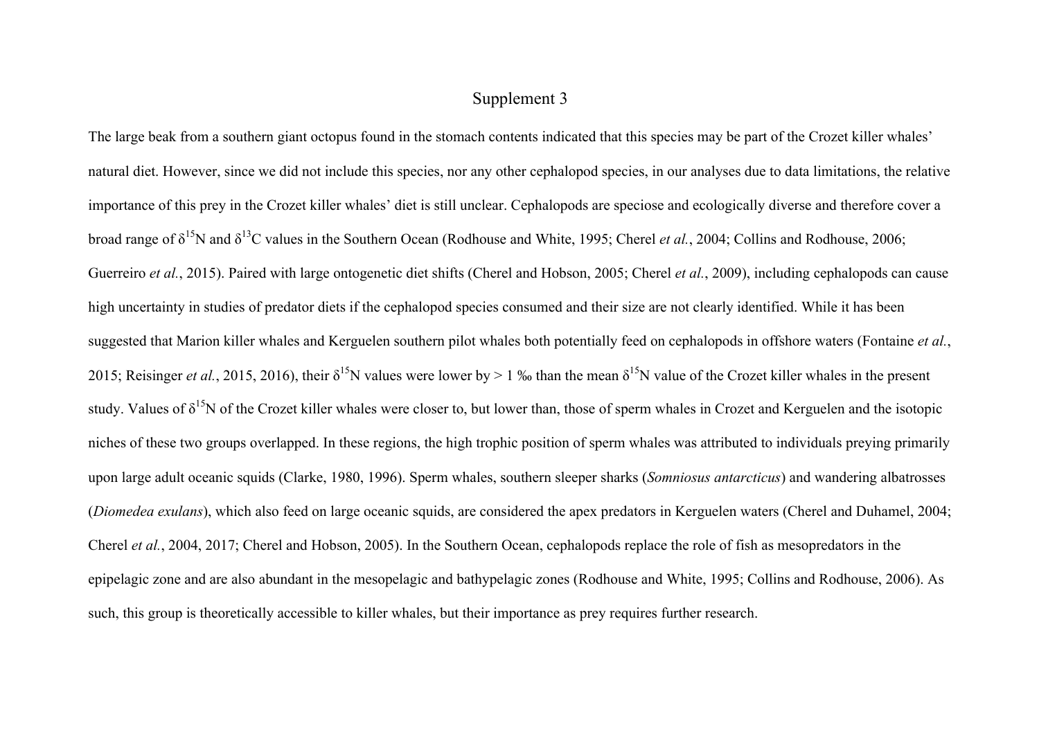# Supplement 3

The large beak from a southern giant octopus found in the stomach contents indicated that this species may be part of the Crozet killer whales' natural diet. However, since we did not include this species, nor any other cephalopod species, in our analyses due to data limitations, the relative importance of this prey in the Crozet killer whales' diet is still unclear. Cephalopods are speciose and ecologically diverse and therefore cover a broad range of $\delta^{15}N$ and $\delta^{13}C$ values in the Southern Ocean (Rodhouse and White, 1995; Cherel *et al.*, 2004; Collins and Rodhouse, 2006; Guerreiro *et al.*, 2015). Paired with large ontogenetic diet shifts (Cherel and Hobson, 2005; Cherel *et al.*, 2009), including cephalopods can cause high uncertainty in studies of predator diets if the cephalopod species consumed and their size are not clearly identified. While it has been suggested that Marion killer whales and Kerguelen southern pilot whales both potentially feed on cephalopods in offshore waters (Fontaine *et al.*, 2015; Reisinger *et al.*, 2015, 2016), their $\delta^{15}N$ values were lower by > 1 ‰ than the mean $\delta^{15}N$ value of the Crozet killer whales in the present study. Values of $\delta^{15}N$ of the Crozet killer whales were closer to, but lower than, those of sperm whales in Crozet and Kerguelen and the isotopic niches of these two groups overlapped. In these regions, the high trophic position of sperm whales was attributed to individuals preying primarily upon large adult oceanic squids (Clarke, 1980, 1996). Sperm whales, southern sleeper sharks (*Somniosus antarcticus*) and wandering albatrosses (*Diomedea exulans*), which also feed on large oceanic squids, are considered the apex predators in Kerguelen waters (Cherel and Duhamel, 2004; Cherel *et al.*, 2004, 2017; Cherel and Hobson, 2005). In the Southern Ocean, cephalopods replace the role of fish as mesopredators in the epipelagic zone and are also abundant in the mesopelagic and bathypelagic zones (Rodhouse and White, 1995; Collins and Rodhouse, 2006). As such, this group is theoretically accessible to killer whales, but their importance as prey requires further research.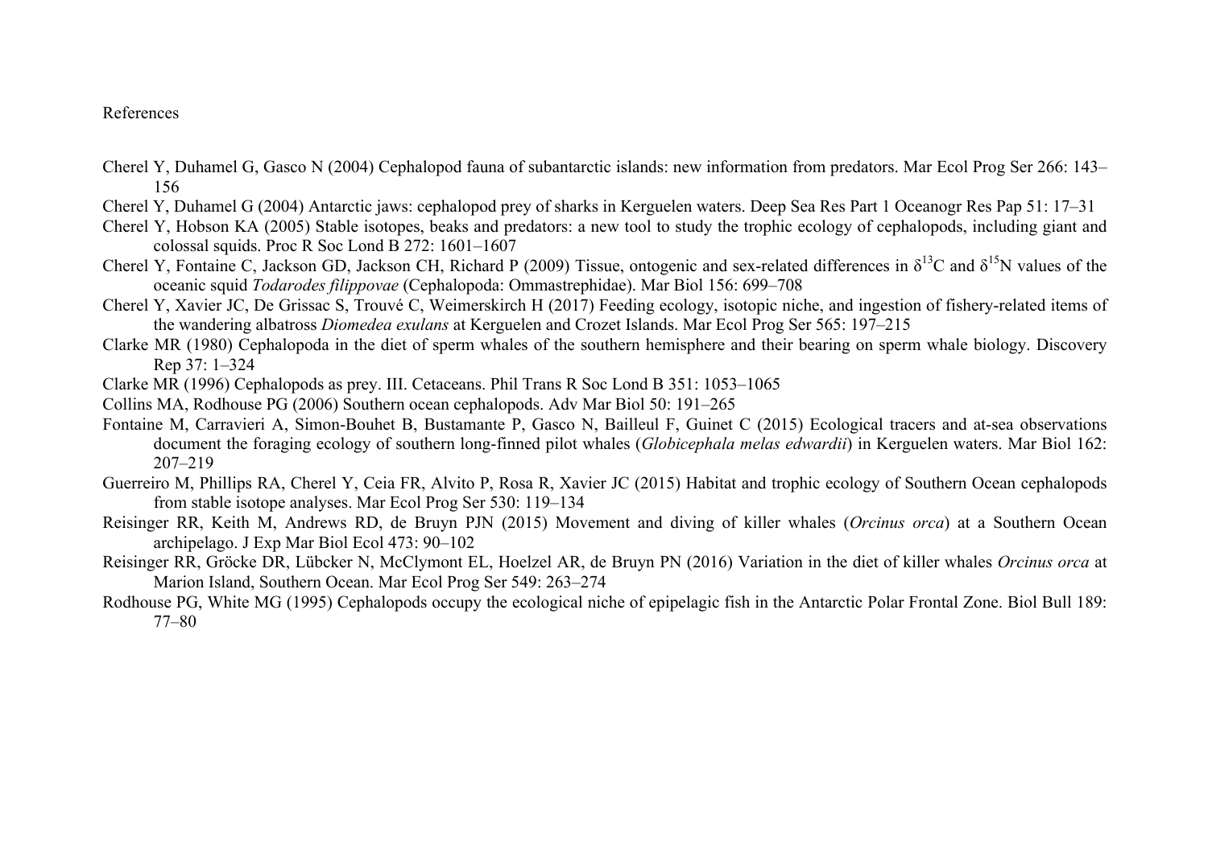# References

Cherel Y, Duhamel G, Gasco N (2004) Cephalopod fauna of subantarctic islands: new information from predators. Mar Ecol Prog Ser 266: 143–156

Cherel Y, Duhamel G (2004) Antarctic jaws: cephalopod prey of sharks in Kerguelen waters. Deep Sea Res Part 1 Oceanogr Res Pap 51: 17–31

Cherel Y, Hobson KA (2005) Stable isotopes, beaks and predators: a new tool to study the trophic ecology of cephalopods, including giant and colossal squids. Proc R Soc Lond B 272: 1601–1607

Cherel Y, Fontaine C, Jackson GD, Jackson CH, Richard P (2009) Tissue, ontogenic and sex-related differences in $\delta^{13}$C and $\delta^{15}$N values of the oceanic squid *Todarodes filippovae* (Cephalopoda: Ommastrephidae). Mar Biol 156: 699–708

Cherel Y, Xavier JC, De Grissac S, Trouvé C, Weimerskirch H (2017) Feeding ecology, isotopic niche, and ingestion of fishery-related items of the wandering albatross *Diomedea exulans* at Kerguelen and Crozet Islands. Mar Ecol Prog Ser 565: 197–215

Clarke MR (1980) Cephalopoda in the diet of sperm whales of the southern hemisphere and their bearing on sperm whale biology. Discovery Rep 37: 1–324

Clarke MR (1996) Cephalopods as prey. III. Cetaceans. Phil Trans R Soc Lond B 351: 1053–1065

Collins MA, Rodhouse PG (2006) Southern ocean cephalopods. Adv Mar Biol 50: 191–265

Fontaine M, Carravieri A, Simon-Bouhet B, Bustamante P, Gasco N, Bailleul F, Guinet C (2015) Ecological tracers and at-sea observations document the foraging ecology of southern long-finned pilot whales (*Globicephala melas edwardii*) in Kerguelen waters. Mar Biol 162: 207–219

Guerreiro M, Phillips RA, Cherel Y, Ceia FR, Alvito P, Rosa R, Xavier JC (2015) Habitat and trophic ecology of Southern Ocean cephalopods from stable isotope analyses. Mar Ecol Prog Ser 530: 119–134

Reisinger RR, Keith M, Andrews RD, de Bruyn PJN (2015) Movement and diving of killer whales (*Orcinus orca*) at a Southern Ocean archipelago. J Exp Mar Biol Ecol 473: 90–102

Reisinger RR, Gröcke DR, Lübcker N, McClymont EL, Hoelzel AR, de Bruyn PN (2016) Variation in the diet of killer whales *Orcinus orca* at Marion Island, Southern Ocean. Mar Ecol Prog Ser 549: 263–274

Rodhouse PG, White MG (1995) Cephalopods occupy the ecological niche of epipelagic fish in the Antarctic Polar Frontal Zone. Biol Bull 189: 77–80